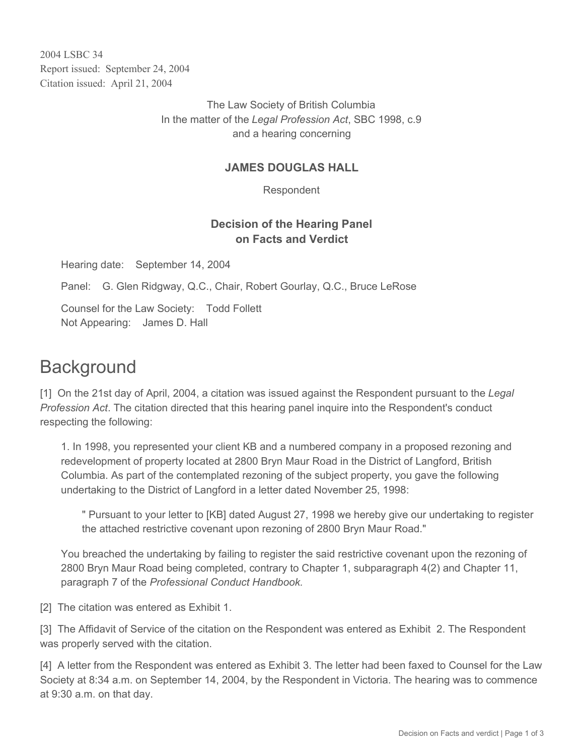2004 LSBC 34
Report issued: September 24, 2004
Citation issued: April 21, 2004

The Law Society of British Columbia
In the matter of the *Legal Profession Act*, SBC 1998, c.9
and a hearing concerning

**JAMES DOUGLAS HALL**

Respondent

**Decision of the Hearing Panel on Facts and Verdict**

Hearing date: September 14, 2004

Panel: G. Glen Ridgway, Q.C., Chair, Robert Gourlay, Q.C., Bruce LeRose

Counsel for the Law Society: Todd Follett
Not Appearing: James D. Hall

# Background

[1] On the 21st day of April, 2004, a citation was issued against the Respondent pursuant to the *Legal Profession Act*. The citation directed that this hearing panel inquire into the Respondent's conduct respecting the following:

> 1. In 1998, you represented your client KB and a numbered company in a proposed rezoning and redevelopment of property located at 2800 Bryn Maur Road in the District of Langford, British Columbia. As part of the contemplated rezoning of the subject property, you gave the following undertaking to the District of Langford in a letter dated November 25, 1998:
>
> > " Pursuant to your letter to [KB] dated August 27, 1998 we hereby give our undertaking to register the attached restrictive covenant upon rezoning of 2800 Bryn Maur Road."
>
> You breached the undertaking by failing to register the said restrictive covenant upon the rezoning of 2800 Bryn Maur Road being completed, contrary to Chapter 1, subparagraph 4(2) and Chapter 11, paragraph 7 of the *Professional Conduct Handbook.*

[2] The citation was entered as Exhibit 1.

[3] The Affidavit of Service of the citation on the Respondent was entered as Exhibit 2. The Respondent was properly served with the citation.

[4] A letter from the Respondent was entered as Exhibit 3. The letter had been faxed to Counsel for the Law Society at 8:34 a.m. on September 14, 2004, by the Respondent in Victoria. The hearing was to commence at 9:30 a.m. on that day.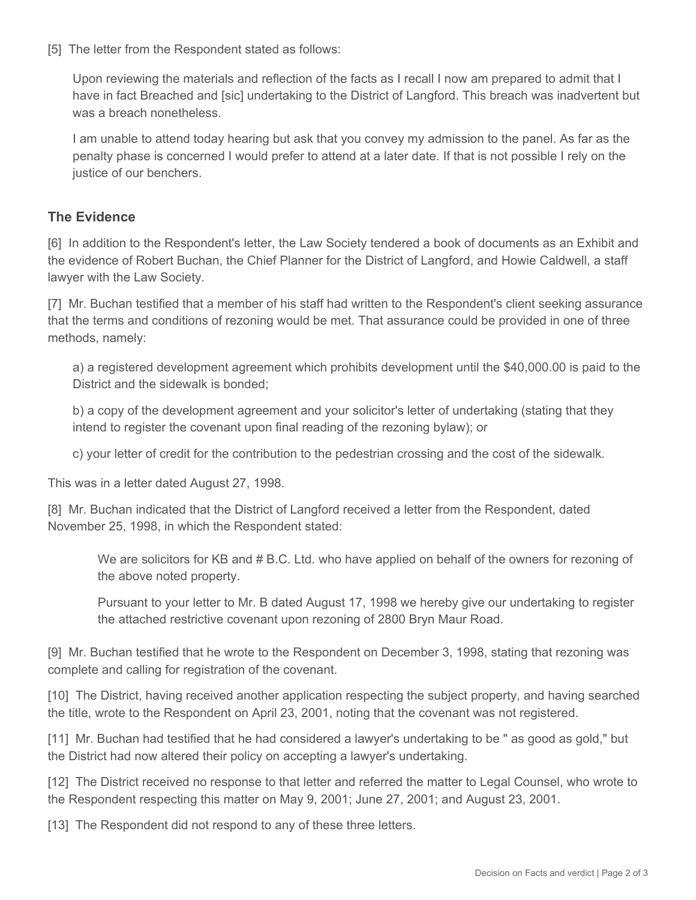[5] The letter from the Respondent stated as follows:

> Upon reviewing the materials and reflection of the facts as I recall I now am prepared to admit that I have in fact Breached and [sic] undertaking to the District of Langford. This breach was inadvertent but was a breach nonetheless.
>
> I am unable to attend today hearing but ask that you convey my admission to the panel. As far as the penalty phase is concerned I would prefer to attend at a later date. If that is not possible I rely on the justice of our benchers.

## The Evidence

[6] In addition to the Respondent's letter, the Law Society tendered a book of documents as an Exhibit and the evidence of Robert Buchan, the Chief Planner for the District of Langford, and Howie Caldwell, a staff lawyer with the Law Society.

[7] Mr. Buchan testified that a member of his staff had written to the Respondent's client seeking assurance that the terms and conditions of rezoning would be met. That assurance could be provided in one of three methods, namely:

> a) a registered development agreement which prohibits development until the $40,000.00 is paid to the District and the sidewalk is bonded;
>
> b) a copy of the development agreement and your solicitor's letter of undertaking (stating that they intend to register the covenant upon final reading of the rezoning bylaw); or
>
> c) your letter of credit for the contribution to the pedestrian crossing and the cost of the sidewalk.

This was in a letter dated August 27, 1998.

[8] Mr. Buchan indicated that the District of Langford received a letter from the Respondent, dated November 25, 1998, in which the Respondent stated:

> We are solicitors for KB and # B.C. Ltd. who have applied on behalf of the owners for rezoning of the above noted property.
>
> Pursuant to your letter to Mr. B dated August 17, 1998 we hereby give our undertaking to register the attached restrictive covenant upon rezoning of 2800 Bryn Maur Road.

[9] Mr. Buchan testified that he wrote to the Respondent on December 3, 1998, stating that rezoning was complete and calling for registration of the covenant.

[10] The District, having received another application respecting the subject property, and having searched the title, wrote to the Respondent on April 23, 2001, noting that the covenant was not registered.

[11] Mr. Buchan had testified that he had considered a lawyer's undertaking to be " as good as gold," but the District had now altered their policy on accepting a lawyer's undertaking.

[12] The District received no response to that letter and referred the matter to Legal Counsel, who wrote to the Respondent respecting this matter on May 9, 2001; June 27, 2001; and August 23, 2001.

[13] The Respondent did not respond to any of these three letters.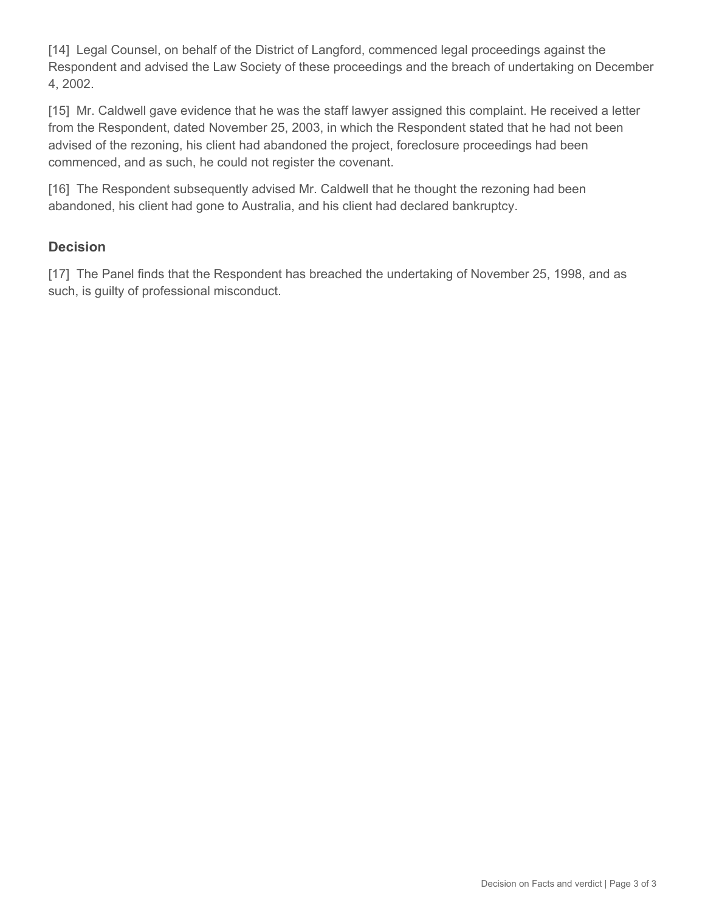[14] Legal Counsel, on behalf of the District of Langford, commenced legal proceedings against the Respondent and advised the Law Society of these proceedings and the breach of undertaking on December 4, 2002.

[15] Mr. Caldwell gave evidence that he was the staff lawyer assigned this complaint. He received a letter from the Respondent, dated November 25, 2003, in which the Respondent stated that he had not been advised of the rezoning, his client had abandoned the project, foreclosure proceedings had been commenced, and as such, he could not register the covenant.

[16] The Respondent subsequently advised Mr. Caldwell that he thought the rezoning had been abandoned, his client had gone to Australia, and his client had declared bankruptcy.

## Decision

[17] The Panel finds that the Respondent has breached the undertaking of November 25, 1998, and as such, is guilty of professional misconduct.